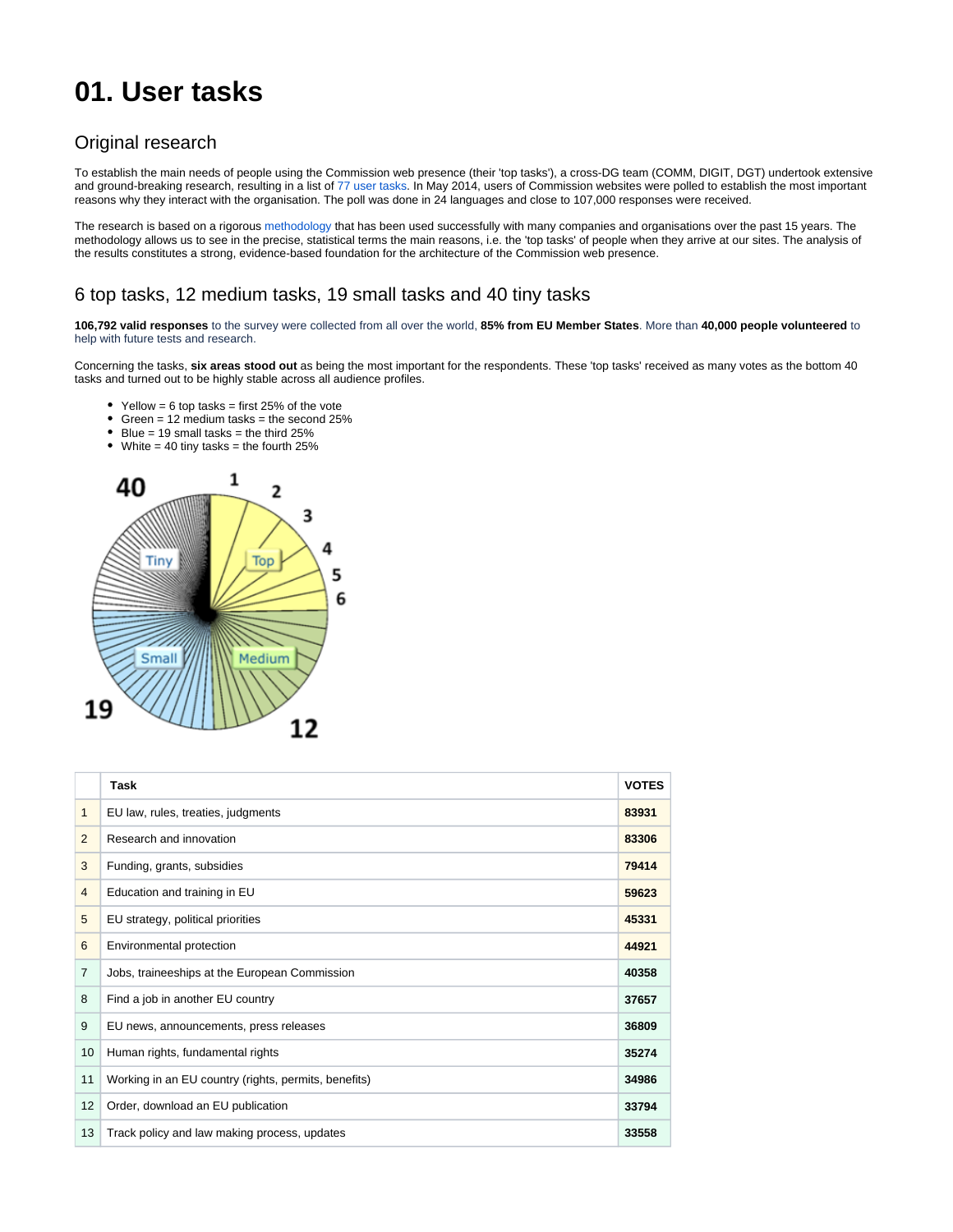# 01. User tasks

## Original research

To establish the main needs of people using the Commission web presence (their 'top tasks'), a cross-DG team (COMM, DIGIT, DGT) undertook extensive and ground-breaking research, resulting in a list of 77 user tasks. In May 2014, users of Commission websites were polled to establish the most important reasons why they interact with the organisation. The poll was done in 24 languages and close to 107,000 responses were received.

The research is based on a rigorous methodology that has been used successfully with many companies and organisations over the past 15 years. The methodology allows us to see in the precise, statistical terms the main reasons, i.e. the 'top tasks' of people when they arrive at our sites. The analysis of the results constitutes a strong, evidence-based foundation for the architecture of the Commission web presence.

## 6 top tasks, 12 medium tasks, 19 small tasks and 40 tiny tasks

**106,792 valid responses** to the survey were collected from all over the world, **85% from EU Member States**. More than **40,000 people volunteered** to help with future tests and research.

Concerning the tasks, **six areas stood out** as being the most important for the respondents. These 'top tasks' received as many votes as the bottom 40 tasks and turned out to be highly stable across all audience profiles.

- Yellow = 6 top tasks = first 25% of the vote
- Green = 12 medium tasks = the second 25%
- Blue = 19 small tasks = the third 25%
- White = 40 tiny tasks = the fourth 25%

| | Task | VOTES |
|---|---|---|
| 1 | EU law, rules, treaties, judgments | **83931** |
| 2 | Research and innovation | **83306** |
| 3 | Funding, grants, subsidies | **79414** |
| 4 | Education and training in EU | **59623** |
| 5 | EU strategy, political priorities | **45331** |
| 6 | Environmental protection | **44921** |
| 7 | Jobs, traineeships at the European Commission | **40358** |
| 8 | Find a job in another EU country | **37657** |
| 9 | EU news, announcements, press releases | **36809** |
| 10 | Human rights, fundamental rights | **35274** |
| 11 | Working in an EU country (rights, permits, benefits) | **34986** |
| 12 | Order, download an EU publication | **33794** |
| 13 | Track policy and law making process, updates | **33558** |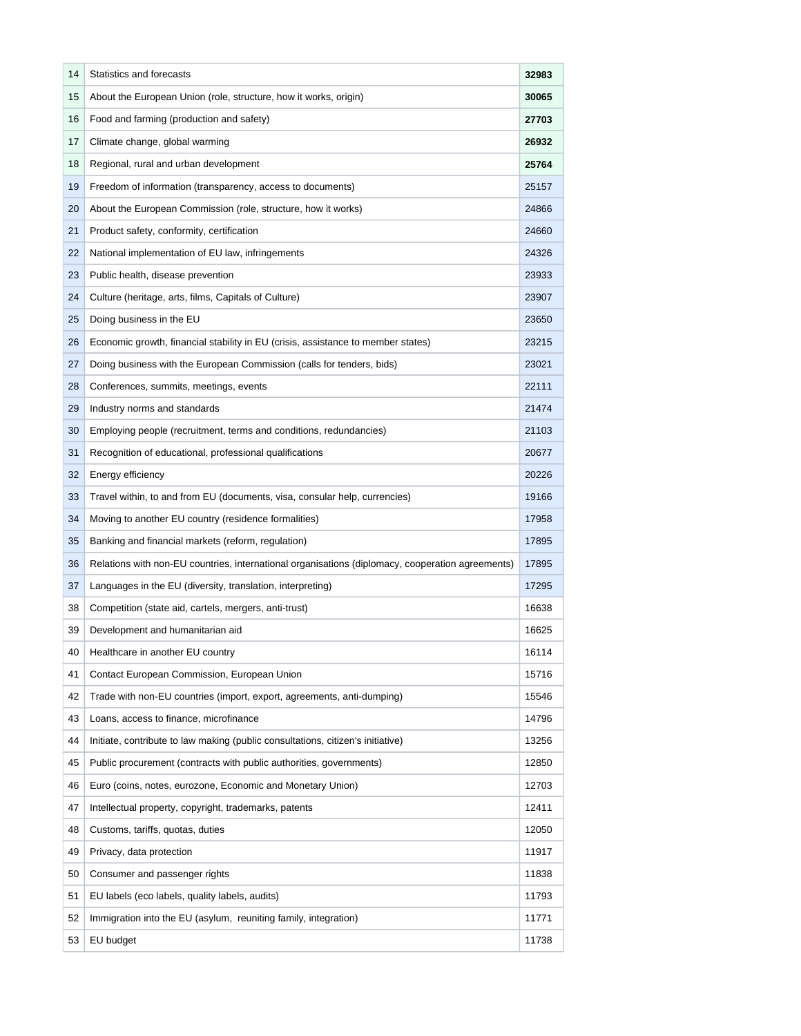| | | |
|---|---|---|
| 14 | Statistics and forecasts | **32983** |
| 15 | About the European Union (role, structure, how it works, origin) | **30065** |
| 16 | Food and farming (production and safety) | **27703** |
| 17 | Climate change, global warming | **26932** |
| 18 | Regional, rural and urban development | **25764** |
| 19 | Freedom of information (transparency, access to documents) | 25157 |
| 20 | About the European Commission (role, structure, how it works) | 24866 |
| 21 | Product safety, conformity, certification | 24660 |
| 22 | National implementation of EU law, infringements | 24326 |
| 23 | Public health, disease prevention | 23933 |
| 24 | Culture (heritage, arts, films, Capitals of Culture) | 23907 |
| 25 | Doing business in the EU | 23650 |
| 26 | Economic growth, financial stability in EU (crisis, assistance to member states) | 23215 |
| 27 | Doing business with the European Commission (calls for tenders, bids) | 23021 |
| 28 | Conferences, summits, meetings, events | 22111 |
| 29 | Industry norms and standards | 21474 |
| 30 | Employing people (recruitment, terms and conditions, redundancies) | 21103 |
| 31 | Recognition of educational, professional qualifications | 20677 |
| 32 | Energy efficiency | 20226 |
| 33 | Travel within, to and from EU (documents, visa, consular help, currencies) | 19166 |
| 34 | Moving to another EU country (residence formalities) | 17958 |
| 35 | Banking and financial markets (reform, regulation) | 17895 |
| 36 | Relations with non-EU countries, international organisations (diplomacy, cooperation agreements) | 17895 |
| 37 | Languages in the EU (diversity, translation, interpreting) | 17295 |
| 38 | Competition (state aid, cartels, mergers, anti-trust) | 16638 |
| 39 | Development and humanitarian aid | 16625 |
| 40 | Healthcare in another EU country | 16114 |
| 41 | Contact European Commission, European Union | 15716 |
| 42 | Trade with non-EU countries (import, export, agreements, anti-dumping) | 15546 |
| 43 | Loans, access to finance, microfinance | 14796 |
| 44 | Initiate, contribute to law making (public consultations, citizen's initiative) | 13256 |
| 45 | Public procurement (contracts with public authorities, governments) | 12850 |
| 46 | Euro (coins, notes, eurozone, Economic and Monetary Union) | 12703 |
| 47 | Intellectual property, copyright, trademarks, patents | 12411 |
| 48 | Customs, tariffs, quotas, duties | 12050 |
| 49 | Privacy, data protection | 11917 |
| 50 | Consumer and passenger rights | 11838 |
| 51 | EU labels (eco labels, quality labels, audits) | 11793 |
| 52 | Immigration into the EU (asylum, reuniting family, integration) | 11771 |
| 53 | EU budget | 11738 |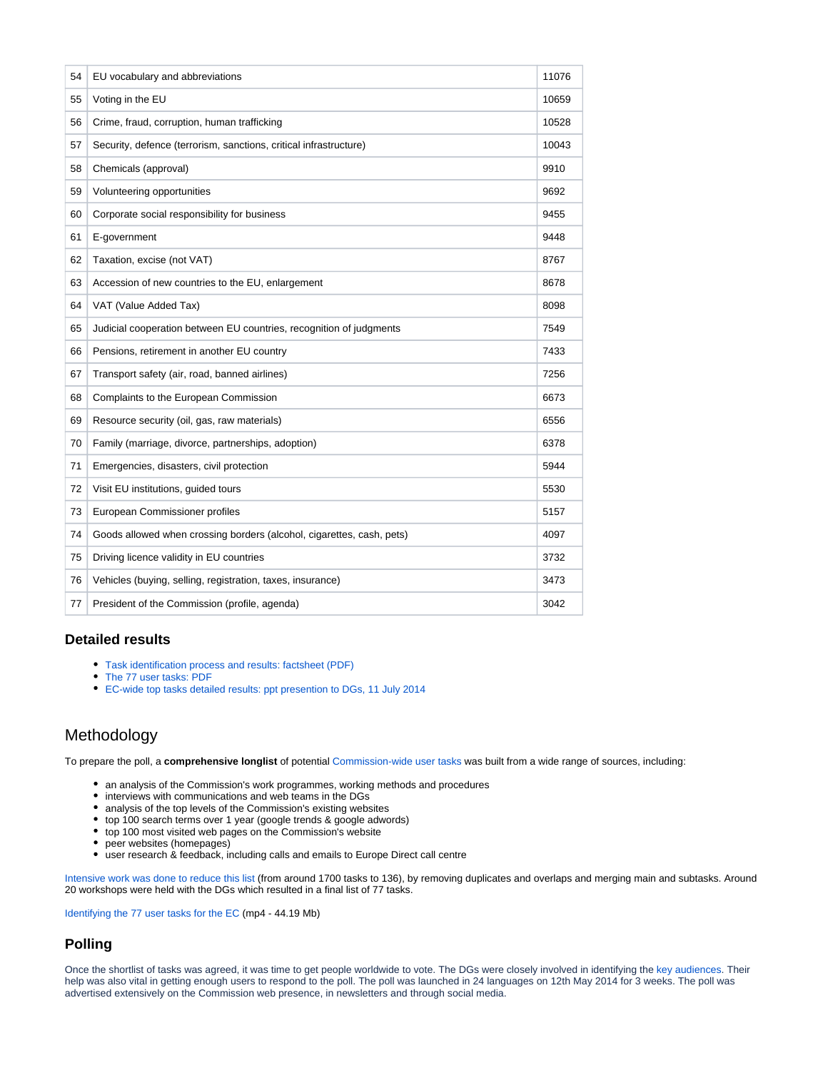| 54 | EU vocabulary and abbreviations | 11076 |
|---|---|---|
| 55 | Voting in the EU | 10659 |
| 56 | Crime, fraud, corruption, human trafficking | 10528 |
| 57 | Security, defence (terrorism, sanctions, critical infrastructure) | 10043 |
| 58 | Chemicals (approval) | 9910 |
| 59 | Volunteering opportunities | 9692 |
| 60 | Corporate social responsibility for business | 9455 |
| 61 | E-government | 9448 |
| 62 | Taxation, excise (not VAT) | 8767 |
| 63 | Accession of new countries to the EU, enlargement | 8678 |
| 64 | VAT (Value Added Tax) | 8098 |
| 65 | Judicial cooperation between EU countries, recognition of judgments | 7549 |
| 66 | Pensions, retirement in another EU country | 7433 |
| 67 | Transport safety (air, road, banned airlines) | 7256 |
| 68 | Complaints to the European Commission | 6673 |
| 69 | Resource security (oil, gas, raw materials) | 6556 |
| 70 | Family (marriage, divorce, partnerships, adoption) | 6378 |
| 71 | Emergencies, disasters, civil protection | 5944 |
| 72 | Visit EU institutions, guided tours | 5530 |
| 73 | European Commissioner profiles | 5157 |
| 74 | Goods allowed when crossing borders (alcohol, cigarettes, cash, pets) | 4097 |
| 75 | Driving licence validity in EU countries | 3732 |
| 76 | Vehicles (buying, selling, registration, taxes, insurance) | 3473 |
| 77 | President of the Commission (profile, agenda) | 3042 |

### Detailed results

- Task identification process and results: factsheet (PDF)
- The 77 user tasks: PDF
- EC-wide top tasks detailed results: ppt presention to DGs, 11 July 2014

## Methodology

To prepare the poll, a **comprehensive longlist** of potential Commission-wide user tasks was built from a wide range of sources, including:

- an analysis of the Commission's work programmes, working methods and procedures
- interviews with communications and web teams in the DGs
- analysis of the top levels of the Commission's existing websites
- top 100 search terms over 1 year (google trends & google adwords)
- top 100 most visited web pages on the Commission's website
- peer websites (homepages)
- user research & feedback, including calls and emails to Europe Direct call centre

Intensive work was done to reduce this list (from around 1700 tasks to 136), by removing duplicates and overlaps and merging main and subtasks. Around 20 workshops were held with the DGs which resulted in a final list of 77 tasks.

Identifying the 77 user tasks for the EC (mp4 - 44.19 Mb)

### Polling

Once the shortlist of tasks was agreed, it was time to get people worldwide to vote. The DGs were closely involved in identifying the key audiences. Their help was also vital in getting enough users to respond to the poll. The poll was launched in 24 languages on 12th May 2014 for 3 weeks. The poll was advertised extensively on the Commission web presence, in newsletters and through social media.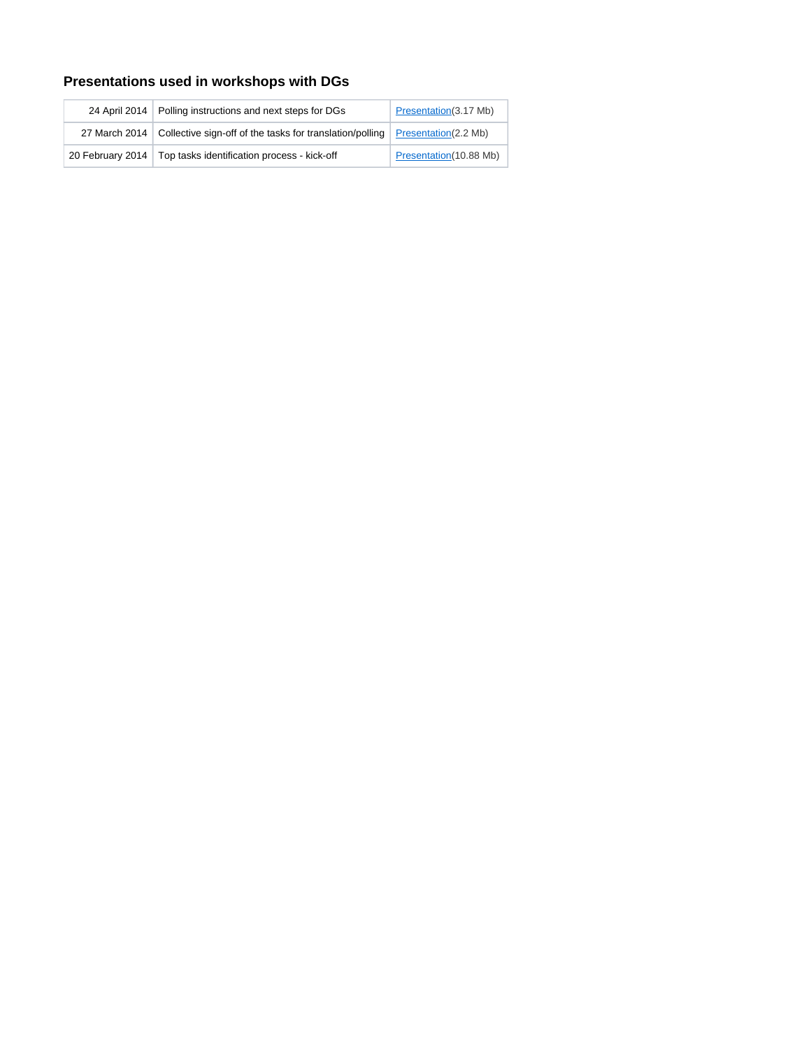## Presentations used in workshops with DGs

| | | |
|---|---|---|
| 24 April 2014 | Polling instructions and next steps for DGs | Presentation(3.17 Mb) |
| 27 March 2014 | Collective sign-off of the tasks for translation/polling | Presentation(2.2 Mb) |
| 20 February 2014 | Top tasks identification process - kick-off | Presentation(10.88 Mb) |